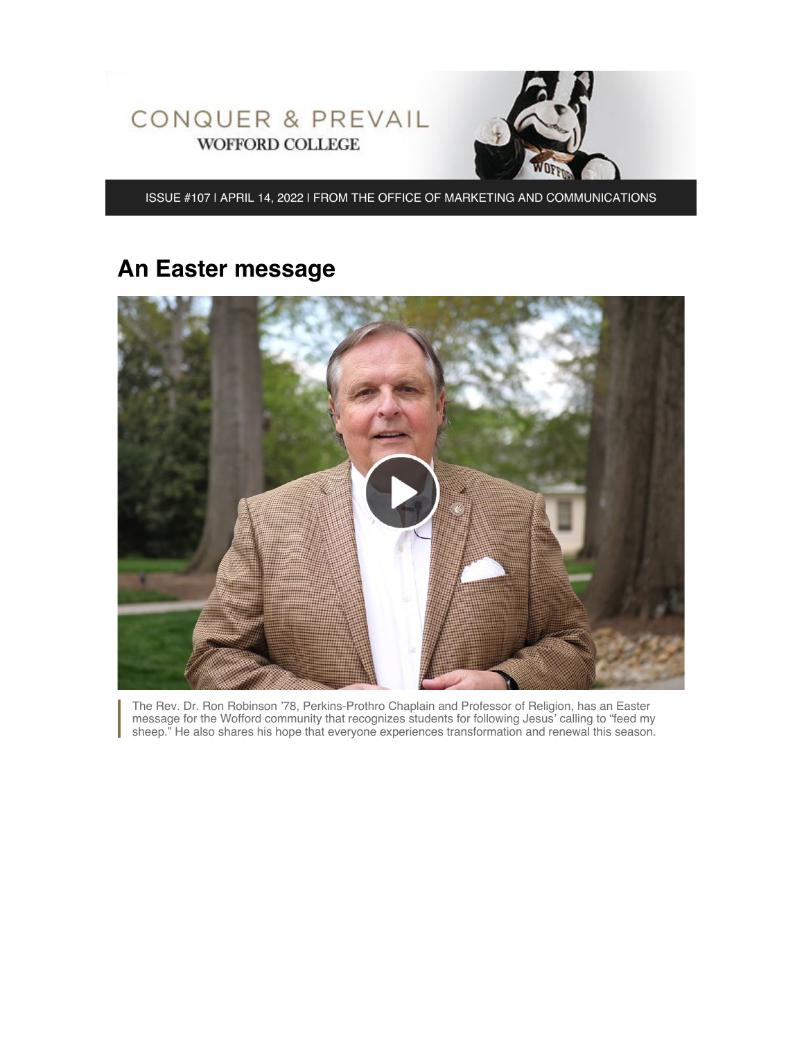CONQUER & PREVAIL
WOFFORD COLLEGE

ISSUE #107 I APRIL 14, 2022 I FROM THE OFFICE OF MARKETING AND COMMUNICATIONS

## An Easter message

The Rev. Dr. Ron Robinson '78, Perkins-Prothro Chaplain and Professor of Religion, has an Easter message for the Wofford community that recognizes students for following Jesus' calling to "feed my sheep." He also shares his hope that everyone experiences transformation and renewal this season.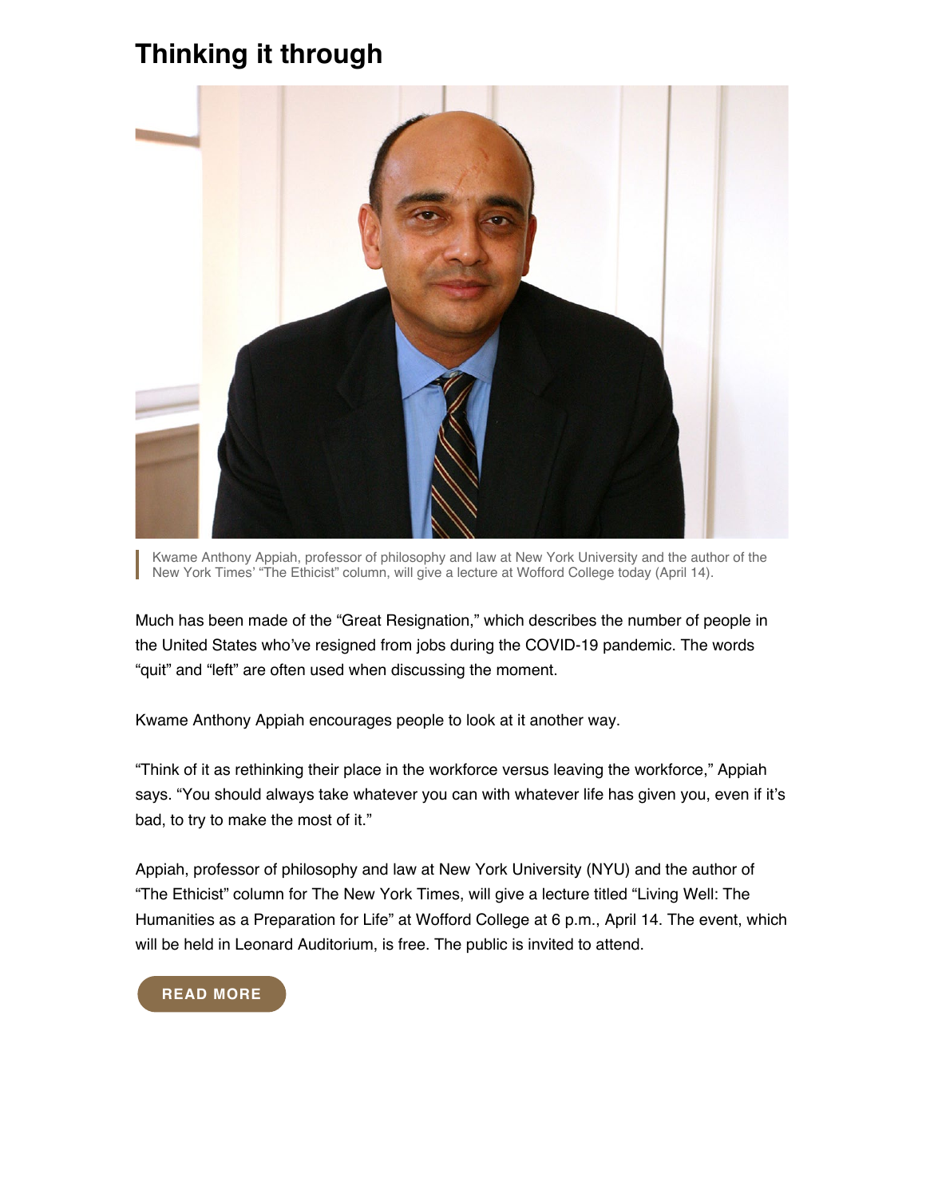## Thinking it through

Kwame Anthony Appiah, professor of philosophy and law at New York University and the author of the New York Times' "The Ethicist" column, will give a lecture at Wofford College today (April 14).

Much has been made of the "Great Resignation," which describes the number of people in the United States who've resigned from jobs during the COVID-19 pandemic. The words "quit" and "left" are often used when discussing the moment.

Kwame Anthony Appiah encourages people to look at it another way.

"Think of it as rethinking their place in the workforce versus leaving the workforce," Appiah says. "You should always take whatever you can with whatever life has given you, even if it's bad, to try to make the most of it."

Appiah, professor of philosophy and law at New York University (NYU) and the author of "The Ethicist" column for The New York Times, will give a lecture titled "Living Well: The Humanities as a Preparation for Life" at Wofford College at 6 p.m., April 14. The event, which will be held in Leonard Auditorium, is free. The public is invited to attend.

READ MORE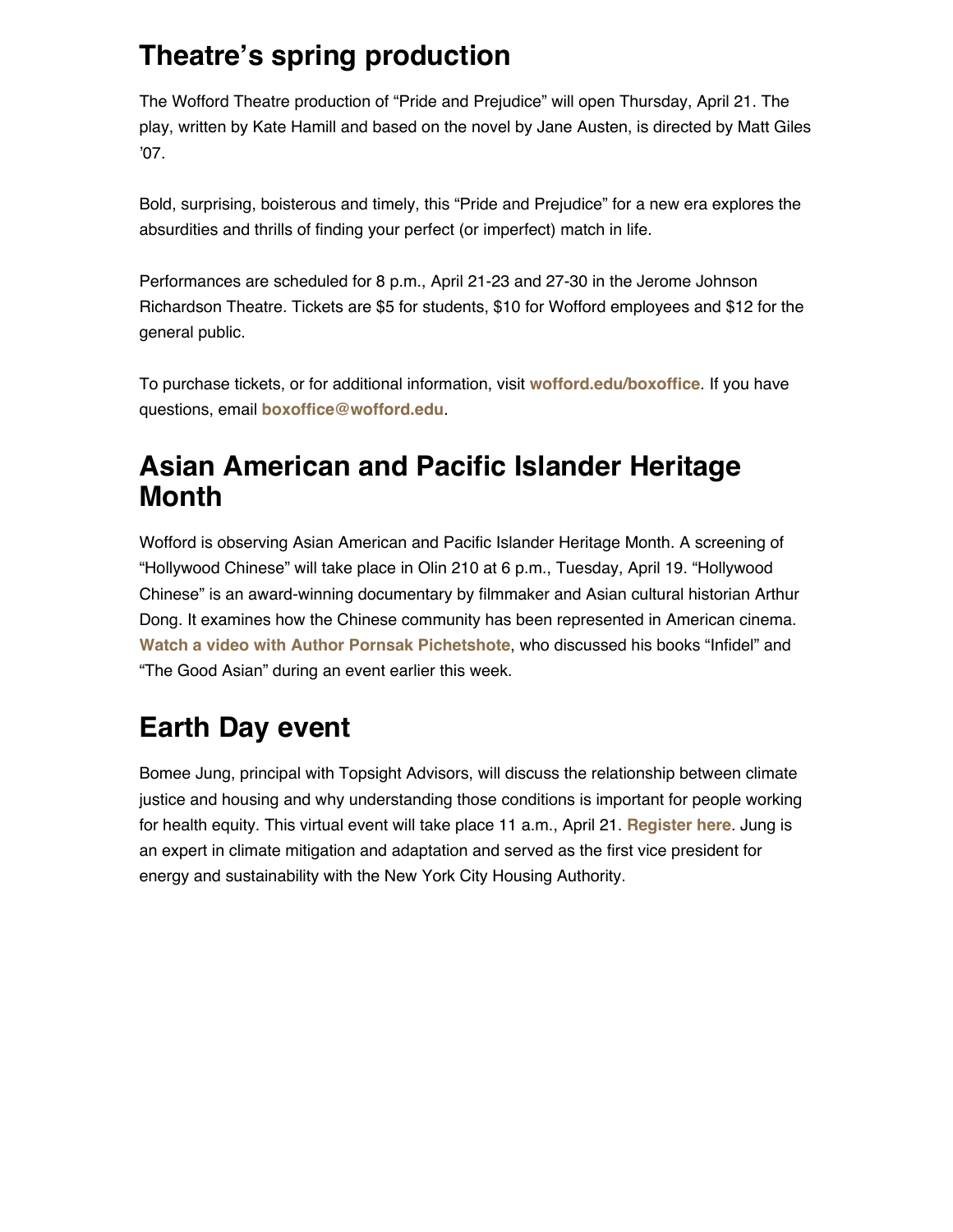## Theatre's spring production

The Wofford Theatre production of "Pride and Prejudice" will open Thursday, April 21. The play, written by Kate Hamill and based on the novel by Jane Austen, is directed by Matt Giles '07.

Bold, surprising, boisterous and timely, this "Pride and Prejudice" for a new era explores the absurdities and thrills of finding your perfect (or imperfect) match in life.

Performances are scheduled for 8 p.m., April 21-23 and 27-30 in the Jerome Johnson Richardson Theatre. Tickets are $5 for students, $10 for Wofford employees and $12 for the general public.

To purchase tickets, or for additional information, visit **wofford.edu/boxoffice**. If you have questions, email **boxoffice@wofford.edu**.

## Asian American and Pacific Islander Heritage Month

Wofford is observing Asian American and Pacific Islander Heritage Month. A screening of "Hollywood Chinese" will take place in Olin 210 at 6 p.m., Tuesday, April 19. "Hollywood Chinese" is an award-winning documentary by filmmaker and Asian cultural historian Arthur Dong. It examines how the Chinese community has been represented in American cinema. **Watch a video with Author Pornsak Pichetshote**, who discussed his books "Infidel" and "The Good Asian" during an event earlier this week.

## Earth Day event

Bomee Jung, principal with Topsight Advisors, will discuss the relationship between climate justice and housing and why understanding those conditions is important for people working for health equity. This virtual event will take place 11 a.m., April 21. **Register here**. Jung is an expert in climate mitigation and adaptation and served as the first vice president for energy and sustainability with the New York City Housing Authority.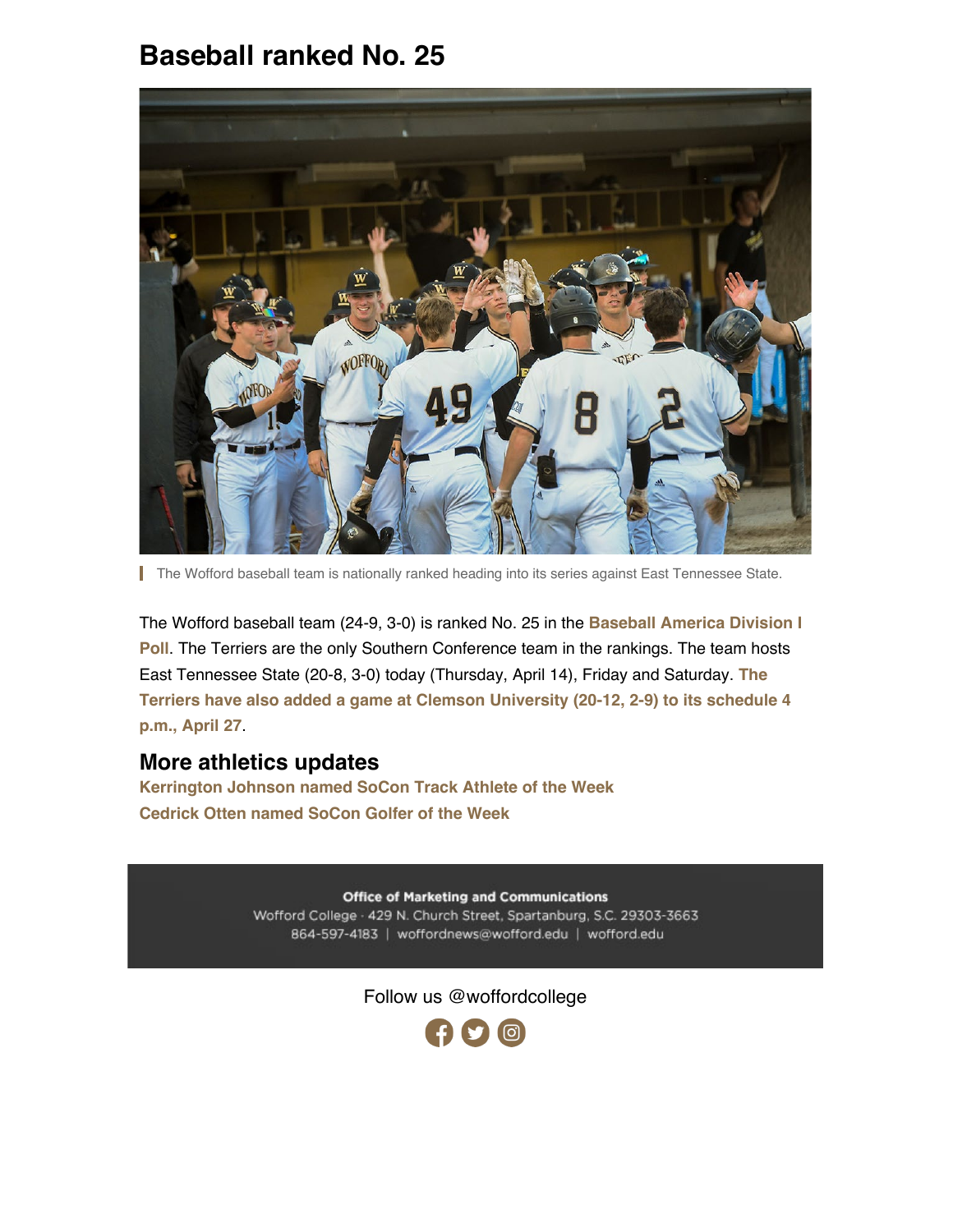# Baseball ranked No. 25

The Wofford baseball team is nationally ranked heading into its series against East Tennessee State.

The Wofford baseball team (24-9, 3-0) is ranked No. 25 in the **Baseball America Division I Poll**. The Terriers are the only Southern Conference team in the rankings. The team hosts East Tennessee State (20-8, 3-0) today (Thursday, April 14), Friday and Saturday. **The Terriers have also added a game at Clemson University (20-12, 2-9) to its schedule 4 p.m., April 27**.

## More athletics updates

**Kerrington Johnson named SoCon Track Athlete of the Week**

**Cedrick Otten named SoCon Golfer of the Week**

**Office of Marketing and Communications**
Wofford College · 429 N. Church Street, Spartanburg, S.C. 29303-3663
864-597-4183 | woffordnews@wofford.edu | wofford.edu

Follow us @woffordcollege